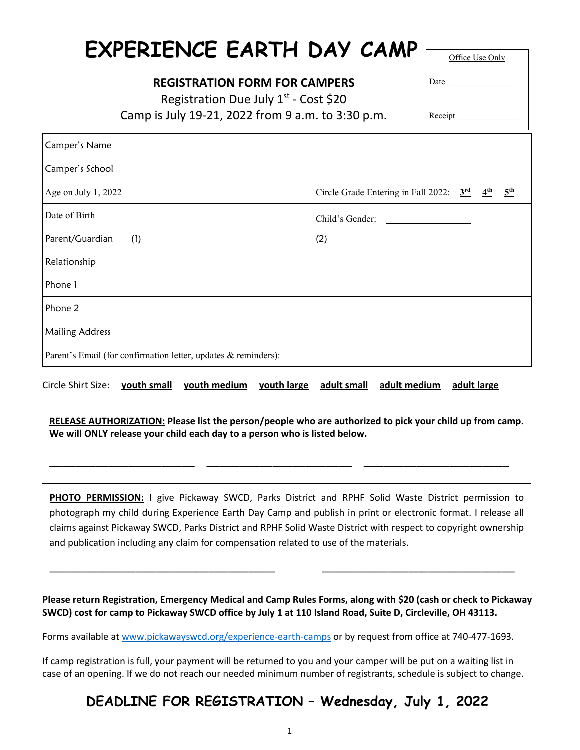# EXPERIENCE EARTH DAY CAMP

| Office Use Only |
|---|
| Date ________________ |
| Receipt ______________ |

## REGISTRATION FORM FOR CAMPERS

Registration Due July 1st - Cost $20

Camp is July 19-21, 2022 from 9 a.m. to 3:30 p.m.

| | | |
|---|---|---|
| Camper's Name | | |
| Camper's School | | |
| Age on July 1, 2022 | | Circle Grade Entering in Fall 2022: **3rd** **4th** **5th** |
| Date of Birth | | Child's Gender: ________________ |
| Parent/Guardian | (1) | (2) |
| Relationship | | |
| Phone 1 | | |
| Phone 2 | | |
| Mailing Address | | |
| Parent's Email (for confirmation letter, updates & reminders): | | |

Circle Shirt Size: **youth small** **youth medium** **youth large** **adult small** **adult medium** **adult large**

**RELEASE AUTHORIZATION: Please list the person/people who are authorized to pick your child up from camp. We will ONLY release your child each day to a person who is listed below.**

____________________________ ____________________________ ____________________________

**PHOTO PERMISSION:** I give Pickaway SWCD, Parks District and RPHF Solid Waste District permission to photograph my child during Experience Earth Day Camp and publish in print or electronic format. I release all claims against Pickaway SWCD, Parks District and RPHF Solid Waste District with respect to copyright ownership and publication including any claim for compensation related to use of the materials.

____________________________________________ ______________________________________

**Please return Registration, Emergency Medical and Camp Rules Forms, along with $20 (cash or check to Pickaway SWCD) cost for camp to Pickaway SWCD office by July 1 at 110 Island Road, Suite D, Circleville, OH 43113.**

Forms available at www.pickawayswcd.org/experience-earth-camps or by request from office at 740-477-1693.

If camp registration is full, your payment will be returned to you and your camper will be put on a waiting list in case of an opening. If we do not reach our needed minimum number of registrants, schedule is subject to change.

## DEADLINE FOR REGISTRATION – Wednesday, July 1, 2022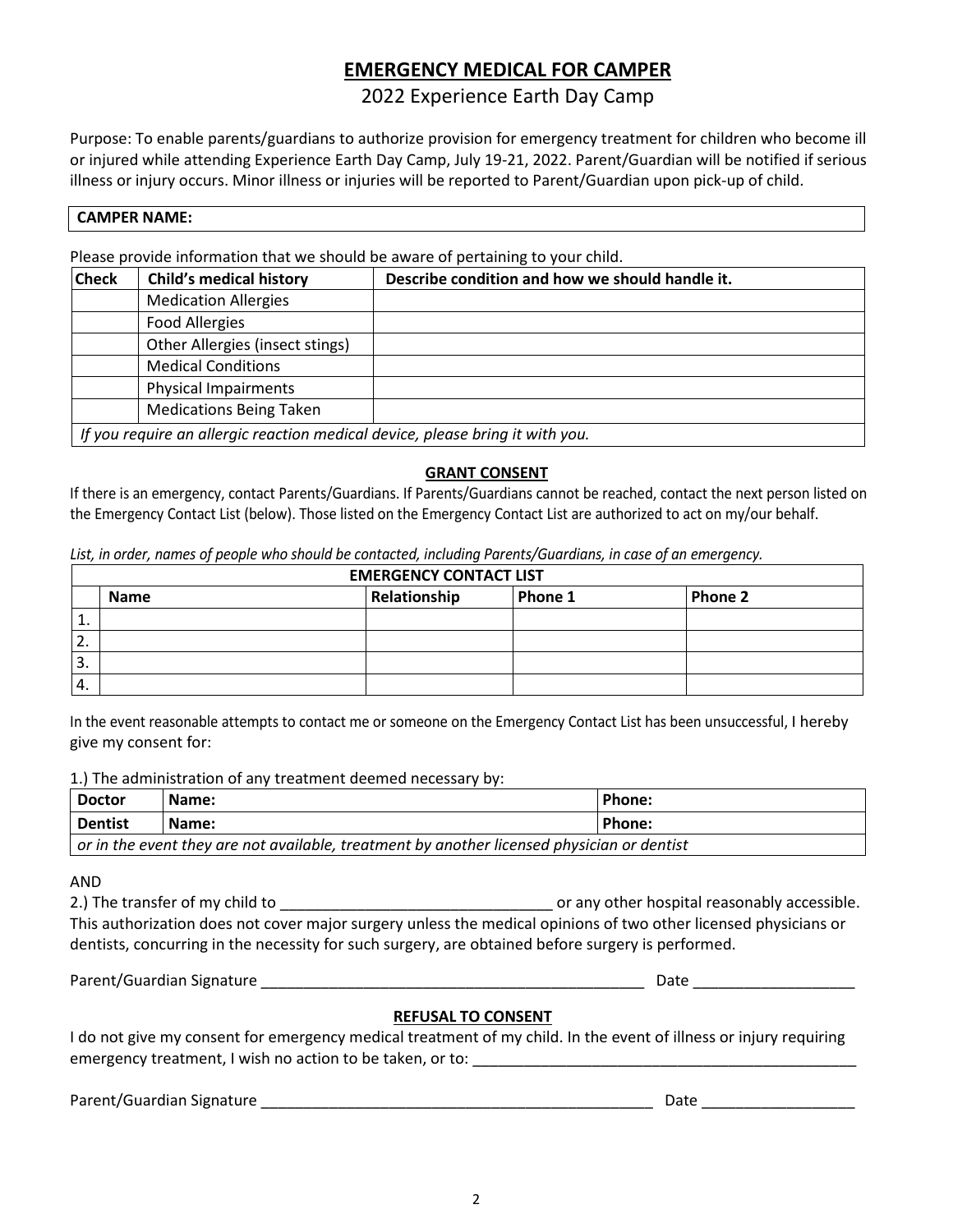# EMERGENCY MEDICAL FOR CAMPER

## 2022 Experience Earth Day Camp

Purpose: To enable parents/guardians to authorize provision for emergency treatment for children who become ill or injured while attending Experience Earth Day Camp, July 19-21, 2022. Parent/Guardian will be notified if serious illness or injury occurs. Minor illness or injuries will be reported to Parent/Guardian upon pick-up of child.

| **CAMPER NAME:** |
|---|

Please provide information that we should be aware of pertaining to your child.

| Check | Child's medical history | Describe condition and how we should handle it. |
|---|---|---|
| | Medication Allergies | |
| | Food Allergies | |
| | Other Allergies (insect stings) | |
| | Medical Conditions | |
| | Physical Impairments | |
| | Medications Being Taken | |
| *If you require an allergic reaction medical device, please bring it with you.* | | |

### GRANT CONSENT

If there is an emergency, contact Parents/Guardians. If Parents/Guardians cannot be reached, contact the next person listed on the Emergency Contact List (below). Those listed on the Emergency Contact List are authorized to act on my/our behalf.

*List, in order, names of people who should be contacted, including Parents/Guardians, in case of an emergency.*

| EMERGENCY CONTACT LIST | | | | |
|---|---|---|---|---|
| | **Name** | **Relationship** | **Phone 1** | **Phone 2** |
| 1. | | | | |
| 2. | | | | |
| 3. | | | | |
| 4. | | | | |

In the event reasonable attempts to contact me or someone on the Emergency Contact List has been unsuccessful, I hereby give my consent for:

1.) The administration of any treatment deemed necessary by:

| **Doctor** | **Name:** | **Phone:** |
|---|---|---|
| **Dentist** | **Name:** | **Phone:** |
| *or in the event they are not available, treatment by another licensed physician or dentist* | | |

AND

2.) The transfer of my child to ________________________________ or any other hospital reasonably accessible. This authorization does not cover major surgery unless the medical opinions of two other licensed physicians or dentists, concurring in the necessity for such surgery, are obtained before surgery is performed.

Parent/Guardian Signature ______________________________________________ Date ___________________

### REFUSAL TO CONSENT

I do not give my consent for emergency medical treatment of my child. In the event of illness or injury requiring emergency treatment, I wish no action to be taken, or to: ______________________________________________

Parent/Guardian Signature ______________________________________________ Date __________________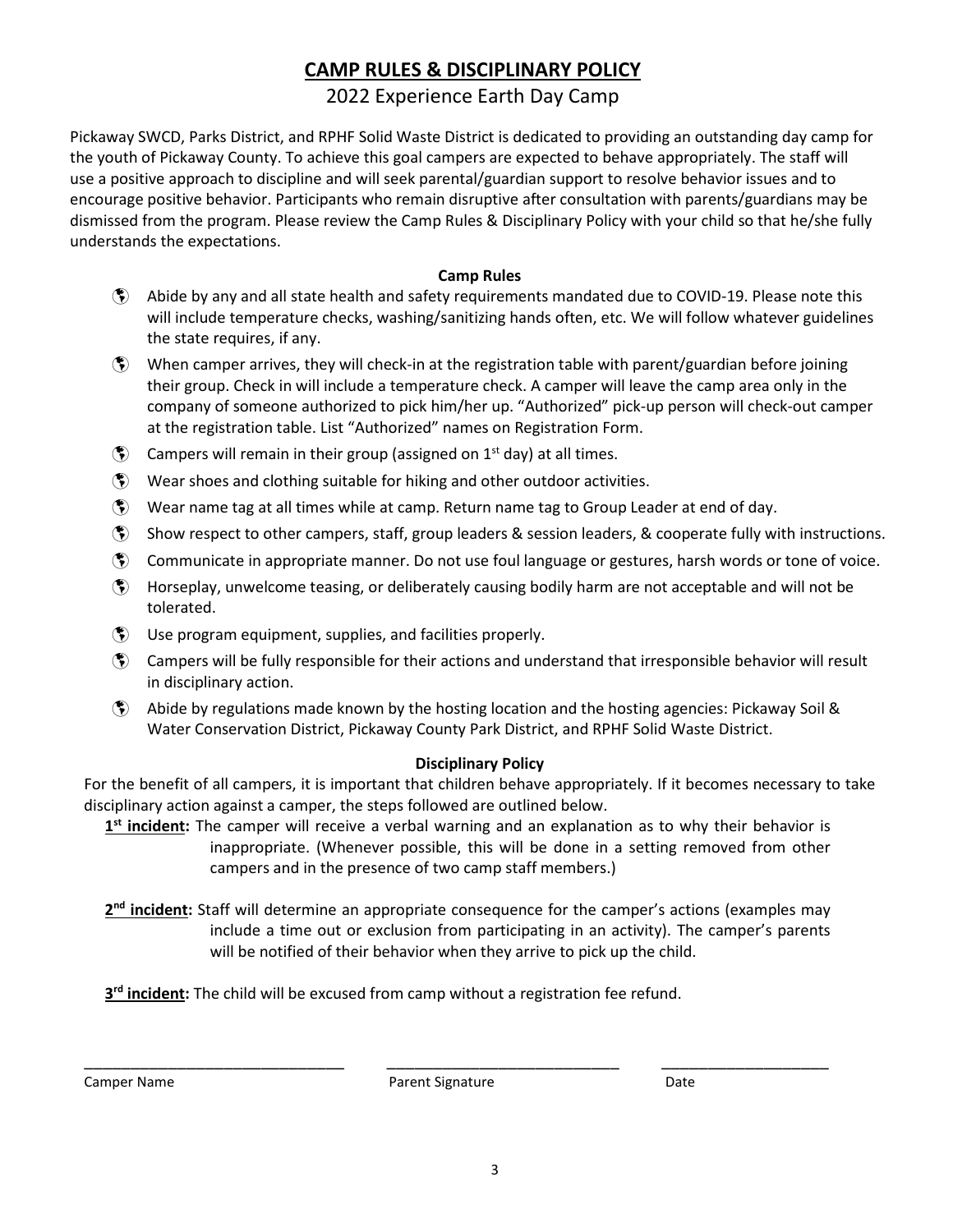# CAMP RULES & DISCIPLINARY POLICY

## 2022 Experience Earth Day Camp

Pickaway SWCD, Parks District, and RPHF Solid Waste District is dedicated to providing an outstanding day camp for the youth of Pickaway County. To achieve this goal campers are expected to behave appropriately. The staff will use a positive approach to discipline and will seek parental/guardian support to resolve behavior issues and to encourage positive behavior. Participants who remain disruptive after consultation with parents/guardians may be dismissed from the program. Please review the Camp Rules & Disciplinary Policy with your child so that he/she fully understands the expectations.

### Camp Rules

- Abide by any and all state health and safety requirements mandated due to COVID-19. Please note this will include temperature checks, washing/sanitizing hands often, etc. We will follow whatever guidelines the state requires, if any.
- When camper arrives, they will check-in at the registration table with parent/guardian before joining their group. Check in will include a temperature check. A camper will leave the camp area only in the company of someone authorized to pick him/her up. "Authorized" pick-up person will check-out camper at the registration table. List "Authorized" names on Registration Form.
- Campers will remain in their group (assigned on 1st day) at all times.
- Wear shoes and clothing suitable for hiking and other outdoor activities.
- Wear name tag at all times while at camp. Return name tag to Group Leader at end of day.
- Show respect to other campers, staff, group leaders & session leaders, & cooperate fully with instructions.
- Communicate in appropriate manner. Do not use foul language or gestures, harsh words or tone of voice.
- Horseplay, unwelcome teasing, or deliberately causing bodily harm are not acceptable and will not be tolerated.
- Use program equipment, supplies, and facilities properly.
- Campers will be fully responsible for their actions and understand that irresponsible behavior will result in disciplinary action.
- Abide by regulations made known by the hosting location and the hosting agencies: Pickaway Soil & Water Conservation District, Pickaway County Park District, and RPHF Solid Waste District.

### Disciplinary Policy

For the benefit of all campers, it is important that children behave appropriately. If it becomes necessary to take disciplinary action against a camper, the steps followed are outlined below.

**1st incident:** The camper will receive a verbal warning and an explanation as to why their behavior is inappropriate. (Whenever possible, this will be done in a setting removed from other campers and in the presence of two camp staff members.)

**2nd incident:** Staff will determine an appropriate consequence for the camper's actions (examples may include a time out or exclusion from participating in an activity). The camper's parents will be notified of their behavior when they arrive to pick up the child.

**3rd incident:** The child will be excused from camp without a registration fee refund.

\_\_\_\_\_\_\_\_\_\_\_\_\_\_\_\_\_\_\_\_\_\_\_\_\_\_\_\_ \_\_\_\_\_\_\_\_\_\_\_\_\_\_\_\_\_\_\_\_\_\_\_\_\_\_\_\_ \_\_\_\_\_\_\_\_\_\_\_\_\_\_\_\_\_\_\_\_

Camper Name                 Parent Signature                 Date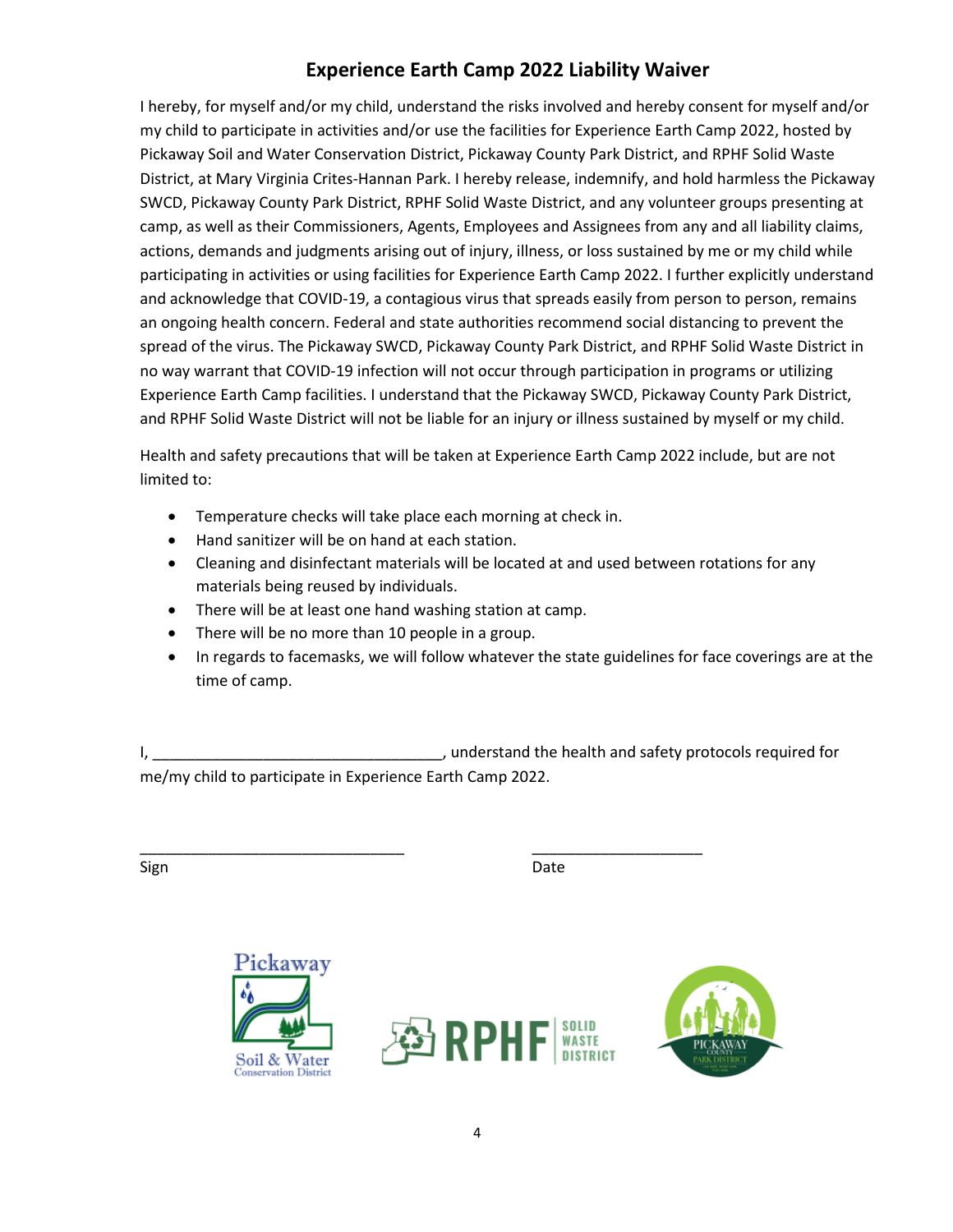# Experience Earth Camp 2022 Liability Waiver

I hereby, for myself and/or my child, understand the risks involved and hereby consent for myself and/or my child to participate in activities and/or use the facilities for Experience Earth Camp 2022, hosted by Pickaway Soil and Water Conservation District, Pickaway County Park District, and RPHF Solid Waste District, at Mary Virginia Crites-Hannan Park. I hereby release, indemnify, and hold harmless the Pickaway SWCD, Pickaway County Park District, RPHF Solid Waste District, and any volunteer groups presenting at camp, as well as their Commissioners, Agents, Employees and Assignees from any and all liability claims, actions, demands and judgments arising out of injury, illness, or loss sustained by me or my child while participating in activities or using facilities for Experience Earth Camp 2022. I further explicitly understand and acknowledge that COVID-19, a contagious virus that spreads easily from person to person, remains an ongoing health concern. Federal and state authorities recommend social distancing to prevent the spread of the virus. The Pickaway SWCD, Pickaway County Park District, and RPHF Solid Waste District in no way warrant that COVID-19 infection will not occur through participation in programs or utilizing Experience Earth Camp facilities. I understand that the Pickaway SWCD, Pickaway County Park District, and RPHF Solid Waste District will not be liable for an injury or illness sustained by myself or my child.

Health and safety precautions that will be taken at Experience Earth Camp 2022 include, but are not limited to:

- Temperature checks will take place each morning at check in.
- Hand sanitizer will be on hand at each station.
- Cleaning and disinfectant materials will be located at and used between rotations for any materials being reused by individuals.
- There will be at least one hand washing station at camp.
- There will be no more than 10 people in a group.
- In regards to facemasks, we will follow whatever the state guidelines for face coverings are at the time of camp.

I, __________________________________, understand the health and safety protocols required for me/my child to participate in Experience Earth Camp 2022.

_______________________________ Sign

____________________ Date

Pickaway Soil & Water Conservation District

RPHF SOLID WASTE DISTRICT

PICKAWAY COUNTY PARK DISTRICT